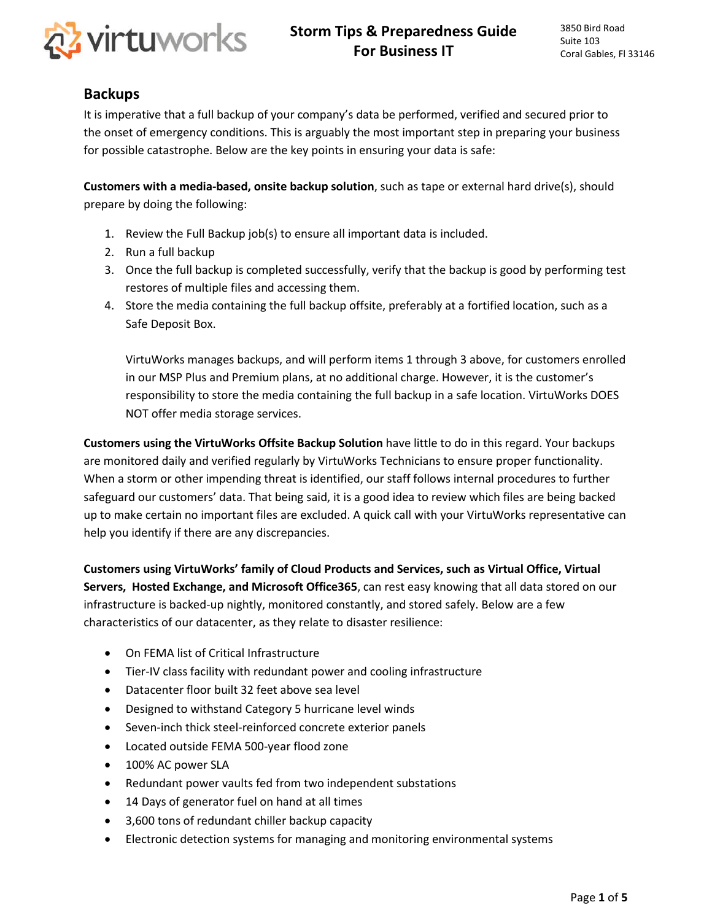# Storm Tips & Preparedness Guide For Business IT

3850 Bird Road
Suite 103
Coral Gables, Fl 33146

## Backups

It is imperative that a full backup of your company's data be performed, verified and secured prior to the onset of emergency conditions. This is arguably the most important step in preparing your business for possible catastrophe. Below are the key points in ensuring your data is safe:

**Customers with a media-based, onsite backup solution**, such as tape or external hard drive(s), should prepare by doing the following:

1. Review the Full Backup job(s) to ensure all important data is included.
2. Run a full backup
3. Once the full backup is completed successfully, verify that the backup is good by performing test restores of multiple files and accessing them.
4. Store the media containing the full backup offsite, preferably at a fortified location, such as a Safe Deposit Box.

   VirtuWorks manages backups, and will perform items 1 through 3 above, for customers enrolled in our MSP Plus and Premium plans, at no additional charge. However, it is the customer's responsibility to store the media containing the full backup in a safe location. VirtuWorks DOES NOT offer media storage services.

**Customers using the VirtuWorks Offsite Backup Solution** have little to do in this regard. Your backups are monitored daily and verified regularly by VirtuWorks Technicians to ensure proper functionality. When a storm or other impending threat is identified, our staff follows internal procedures to further safeguard our customers' data. That being said, it is a good idea to review which files are being backed up to make certain no important files are excluded. A quick call with your VirtuWorks representative can help you identify if there are any discrepancies.

**Customers using VirtuWorks' family of Cloud Products and Services, such as Virtual Office, Virtual Servers, Hosted Exchange, and Microsoft Office365**, can rest easy knowing that all data stored on our infrastructure is backed-up nightly, monitored constantly, and stored safely. Below are a few characteristics of our datacenter, as they relate to disaster resilience:

- On FEMA list of Critical Infrastructure
- Tier-IV class facility with redundant power and cooling infrastructure
- Datacenter floor built 32 feet above sea level
- Designed to withstand Category 5 hurricane level winds
- Seven-inch thick steel-reinforced concrete exterior panels
- Located outside FEMA 500-year flood zone
- 100% AC power SLA
- Redundant power vaults fed from two independent substations
- 14 Days of generator fuel on hand at all times
- 3,600 tons of redundant chiller backup capacity
- Electronic detection systems for managing and monitoring environmental systems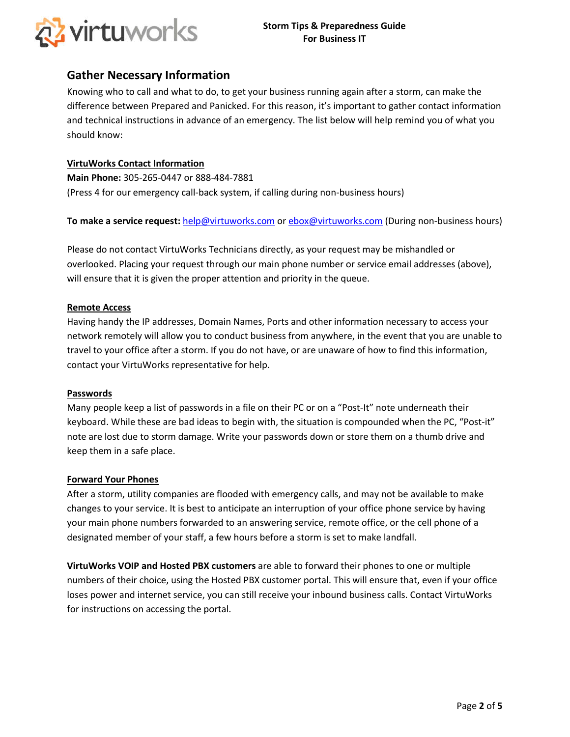## Gather Necessary Information

Knowing who to call and what to do, to get your business running again after a storm, can make the difference between Prepared and Panicked. For this reason, it's important to gather contact information and technical instructions in advance of an emergency. The list below will help remind you of what you should know:

### VirtuWorks Contact Information

**Main Phone:** 305-265-0447 or 888-484-7881
(Press 4 for our emergency call-back system, if calling during non-business hours)

**To make a service request:** help@virtuworks.com or ebox@virtuworks.com (During non-business hours)

Please do not contact VirtuWorks Technicians directly, as your request may be mishandled or overlooked. Placing your request through our main phone number or service email addresses (above), will ensure that it is given the proper attention and priority in the queue.

### Remote Access

Having handy the IP addresses, Domain Names, Ports and other information necessary to access your network remotely will allow you to conduct business from anywhere, in the event that you are unable to travel to your office after a storm. If you do not have, or are unaware of how to find this information, contact your VirtuWorks representative for help.

### Passwords

Many people keep a list of passwords in a file on their PC or on a "Post-It" note underneath their keyboard. While these are bad ideas to begin with, the situation is compounded when the PC, "Post-it" note are lost due to storm damage. Write your passwords down or store them on a thumb drive and keep them in a safe place.

### Forward Your Phones

After a storm, utility companies are flooded with emergency calls, and may not be available to make changes to your service. It is best to anticipate an interruption of your office phone service by having your main phone numbers forwarded to an answering service, remote office, or the cell phone of a designated member of your staff, a few hours before a storm is set to make landfall.

**VirtuWorks VOIP and Hosted PBX customers** are able to forward their phones to one or multiple numbers of their choice, using the Hosted PBX customer portal. This will ensure that, even if your office loses power and internet service, you can still receive your inbound business calls. Contact VirtuWorks for instructions on accessing the portal.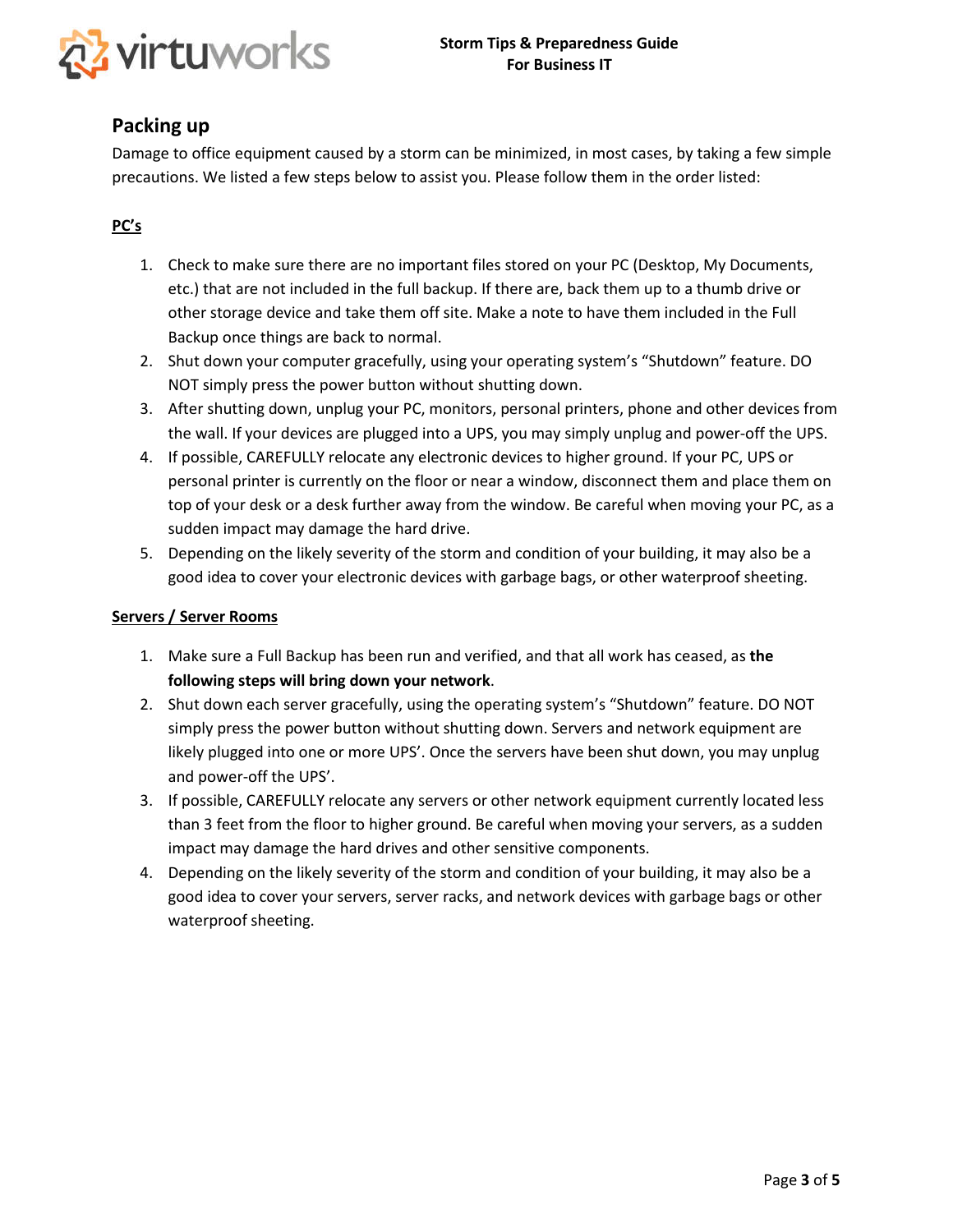## Packing up

Damage to office equipment caused by a storm can be minimized, in most cases, by taking a few simple precautions. We listed a few steps below to assist you. Please follow them in the order listed:

### PC's

1. Check to make sure there are no important files stored on your PC (Desktop, My Documents, etc.) that are not included in the full backup. If there are, back them up to a thumb drive or other storage device and take them off site. Make a note to have them included in the Full Backup once things are back to normal.
2. Shut down your computer gracefully, using your operating system's "Shutdown" feature. DO NOT simply press the power button without shutting down.
3. After shutting down, unplug your PC, monitors, personal printers, phone and other devices from the wall. If your devices are plugged into a UPS, you may simply unplug and power-off the UPS.
4. If possible, CAREFULLY relocate any electronic devices to higher ground. If your PC, UPS or personal printer is currently on the floor or near a window, disconnect them and place them on top of your desk or a desk further away from the window. Be careful when moving your PC, as a sudden impact may damage the hard drive.
5. Depending on the likely severity of the storm and condition of your building, it may also be a good idea to cover your electronic devices with garbage bags, or other waterproof sheeting.

### Servers / Server Rooms

1. Make sure a Full Backup has been run and verified, and that all work has ceased, as **the following steps will bring down your network**.
2. Shut down each server gracefully, using the operating system's "Shutdown" feature. DO NOT simply press the power button without shutting down. Servers and network equipment are likely plugged into one or more UPS'. Once the servers have been shut down, you may unplug and power-off the UPS'.
3. If possible, CAREFULLY relocate any servers or other network equipment currently located less than 3 feet from the floor to higher ground. Be careful when moving your servers, as a sudden impact may damage the hard drives and other sensitive components.
4. Depending on the likely severity of the storm and condition of your building, it may also be a good idea to cover your servers, server racks, and network devices with garbage bags or other waterproof sheeting.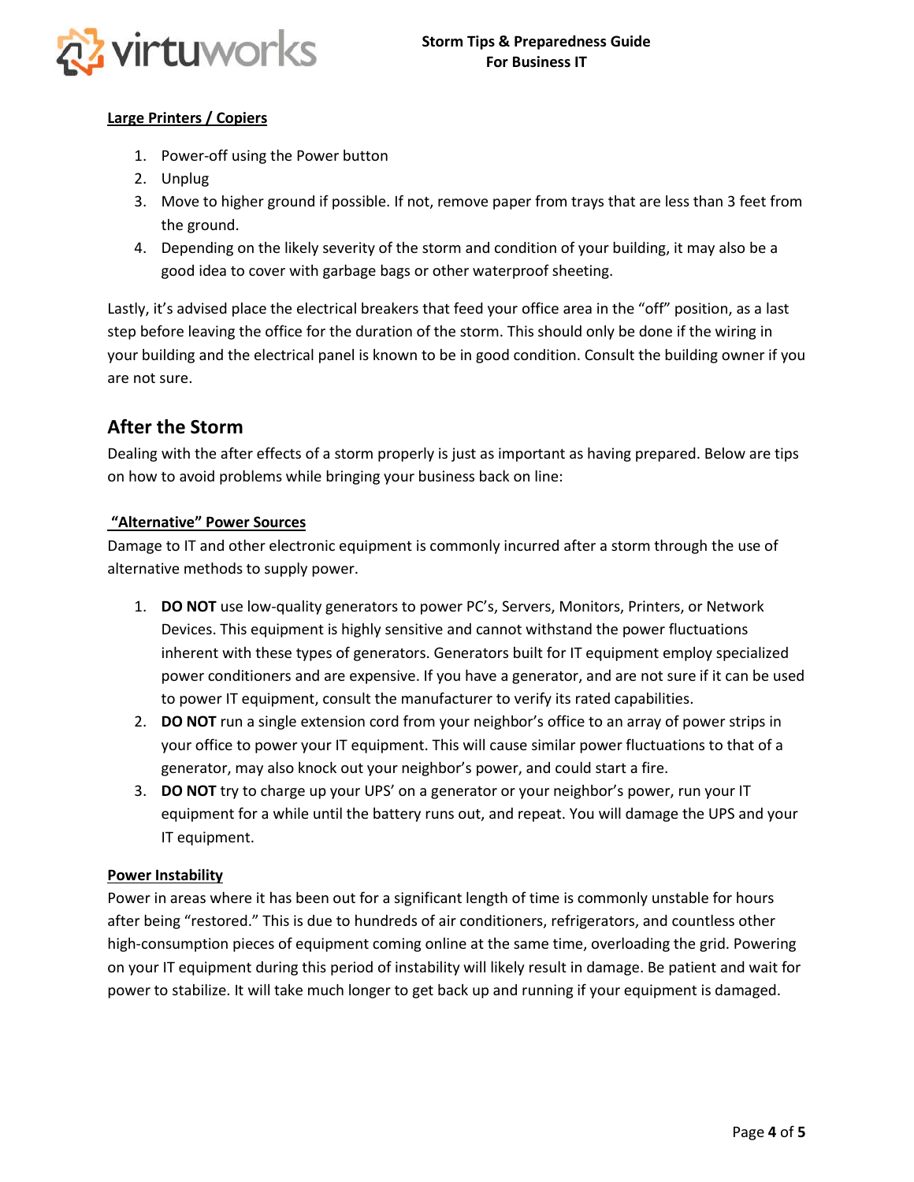**Large Printers / Copiers**

1. Power-off using the Power button
2. Unplug
3. Move to higher ground if possible. If not, remove paper from trays that are less than 3 feet from the ground.
4. Depending on the likely severity of the storm and condition of your building, it may also be a good idea to cover with garbage bags or other waterproof sheeting.

Lastly, it's advised place the electrical breakers that feed your office area in the "off" position, as a last step before leaving the office for the duration of the storm. This should only be done if the wiring in your building and the electrical panel is known to be in good condition. Consult the building owner if you are not sure.

## After the Storm

Dealing with the after effects of a storm properly is just as important as having prepared. Below are tips on how to avoid problems while bringing your business back on line:

**"Alternative" Power Sources**

Damage to IT and other electronic equipment is commonly incurred after a storm through the use of alternative methods to supply power.

1. **DO NOT** use low-quality generators to power PC's, Servers, Monitors, Printers, or Network Devices. This equipment is highly sensitive and cannot withstand the power fluctuations inherent with these types of generators. Generators built for IT equipment employ specialized power conditioners and are expensive. If you have a generator, and are not sure if it can be used to power IT equipment, consult the manufacturer to verify its rated capabilities.
2. **DO NOT** run a single extension cord from your neighbor's office to an array of power strips in your office to power your IT equipment. This will cause similar power fluctuations to that of a generator, may also knock out your neighbor's power, and could start a fire.
3. **DO NOT** try to charge up your UPS' on a generator or your neighbor's power, run your IT equipment for a while until the battery runs out, and repeat. You will damage the UPS and your IT equipment.

**Power Instability**

Power in areas where it has been out for a significant length of time is commonly unstable for hours after being "restored." This is due to hundreds of air conditioners, refrigerators, and countless other high-consumption pieces of equipment coming online at the same time, overloading the grid. Powering on your IT equipment during this period of instability will likely result in damage. Be patient and wait for power to stabilize. It will take much longer to get back up and running if your equipment is damaged.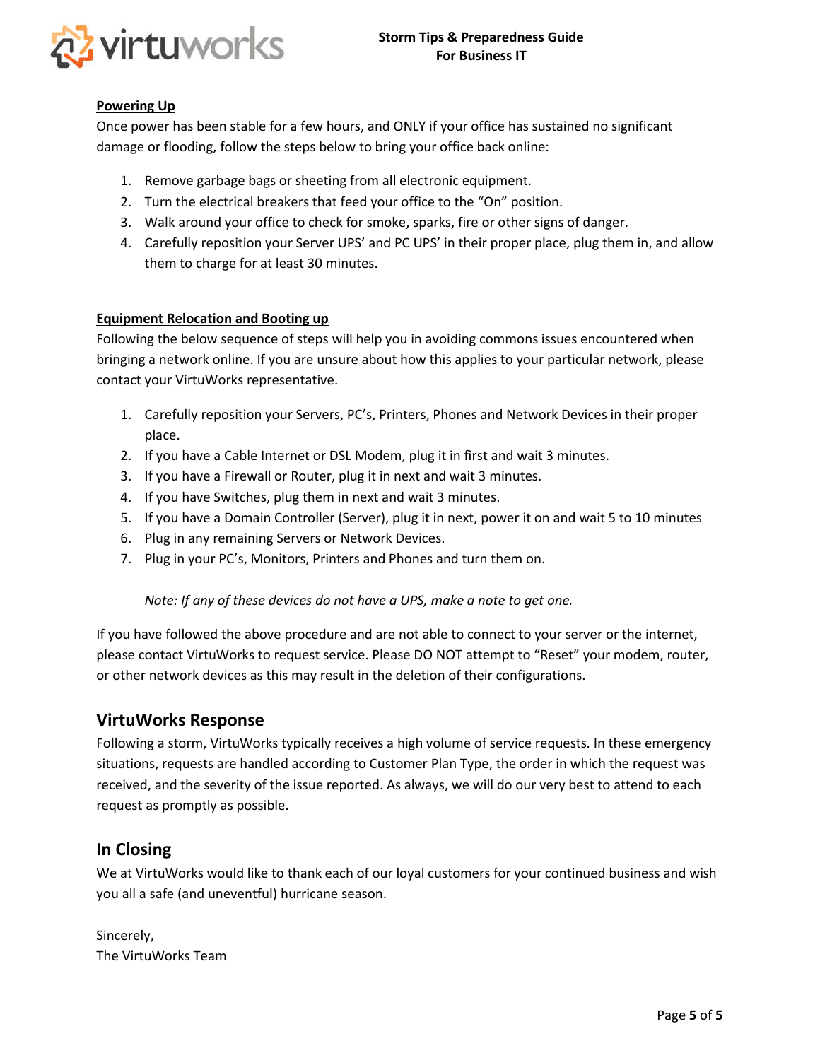**Powering Up**

Once power has been stable for a few hours, and ONLY if your office has sustained no significant damage or flooding, follow the steps below to bring your office back online:

1. Remove garbage bags or sheeting from all electronic equipment.
2. Turn the electrical breakers that feed your office to the “On” position.
3. Walk around your office to check for smoke, sparks, fire or other signs of danger.
4. Carefully reposition your Server UPS’ and PC UPS’ in their proper place, plug them in, and allow them to charge for at least 30 minutes.

**Equipment Relocation and Booting up**

Following the below sequence of steps will help you in avoiding commons issues encountered when bringing a network online. If you are unsure about how this applies to your particular network, please contact your VirtuWorks representative.

1. Carefully reposition your Servers, PC’s, Printers, Phones and Network Devices in their proper place.
2. If you have a Cable Internet or DSL Modem, plug it in first and wait 3 minutes.
3. If you have a Firewall or Router, plug it in next and wait 3 minutes.
4. If you have Switches, plug them in next and wait 3 minutes.
5. If you have a Domain Controller (Server), plug it in next, power it on and wait 5 to 10 minutes
6. Plug in any remaining Servers or Network Devices.
7. Plug in your PC’s, Monitors, Printers and Phones and turn them on.

*Note: If any of these devices do not have a UPS, make a note to get one.*

If you have followed the above procedure and are not able to connect to your server or the internet, please contact VirtuWorks to request service. Please DO NOT attempt to “Reset” your modem, router, or other network devices as this may result in the deletion of their configurations.

## VirtuWorks Response

Following a storm, VirtuWorks typically receives a high volume of service requests. In these emergency situations, requests are handled according to Customer Plan Type, the order in which the request was received, and the severity of the issue reported. As always, we will do our very best to attend to each request as promptly as possible.

## In Closing

We at VirtuWorks would like to thank each of our loyal customers for your continued business and wish you all a safe (and uneventful) hurricane season.

Sincerely,
The VirtuWorks Team